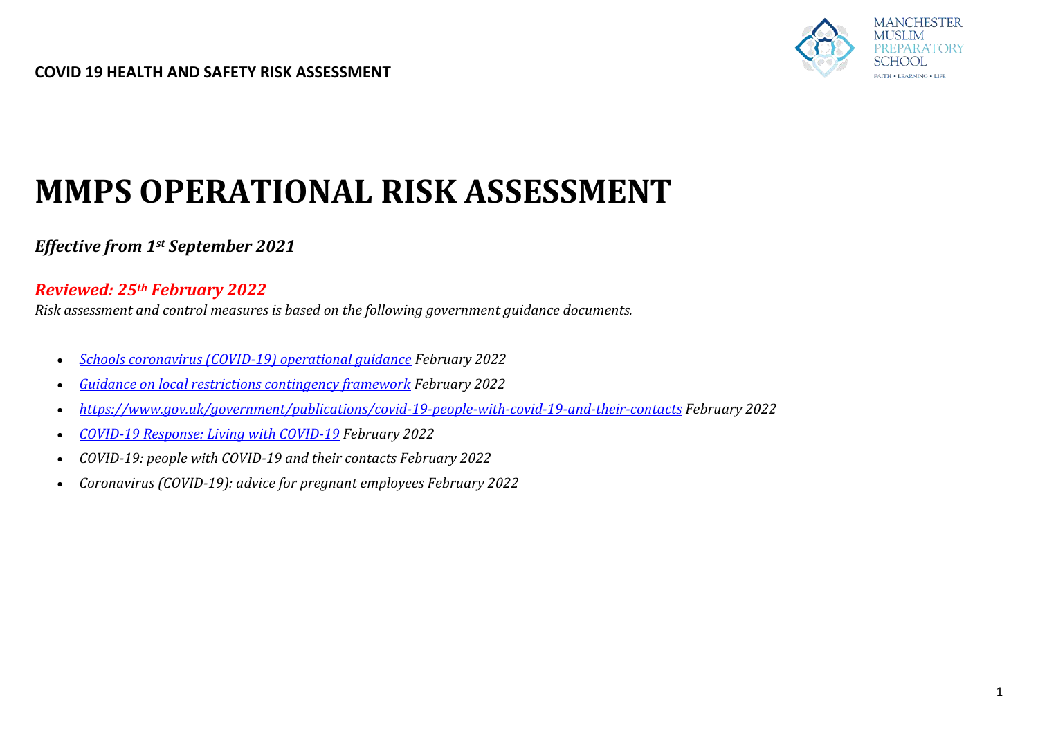**COVID 19 HEALTH AND SAFETY RISK ASSESSMENT**

MANCHESTER MUSLIM PREPARATORY SCHOOL

FAITH • LEARNING • LIFE

# MMPS OPERATIONAL RISK ASSESSMENT

***Effective from 1st September 2021***

***Reviewed: 25th February 2022***

*Risk assessment and control measures is based on the following government guidance documents.*

- *[Schools coronavirus (COVID-19) operational guidance](#) February 2022*
- *[Guidance on local restrictions contingency framework](#) February 2022*
- *[https://www.gov.uk/government/publications/covid-19-people-with-covid-19-and-their-contacts](https://www.gov.uk/government/publications/covid-19-people-with-covid-19-and-their-contacts) February 2022*
- *[COVID-19 Response: Living with COVID-19](#) February 2022*
- *COVID-19: people with COVID-19 and their contacts February 2022*
- *Coronavirus (COVID-19): advice for pregnant employees February 2022*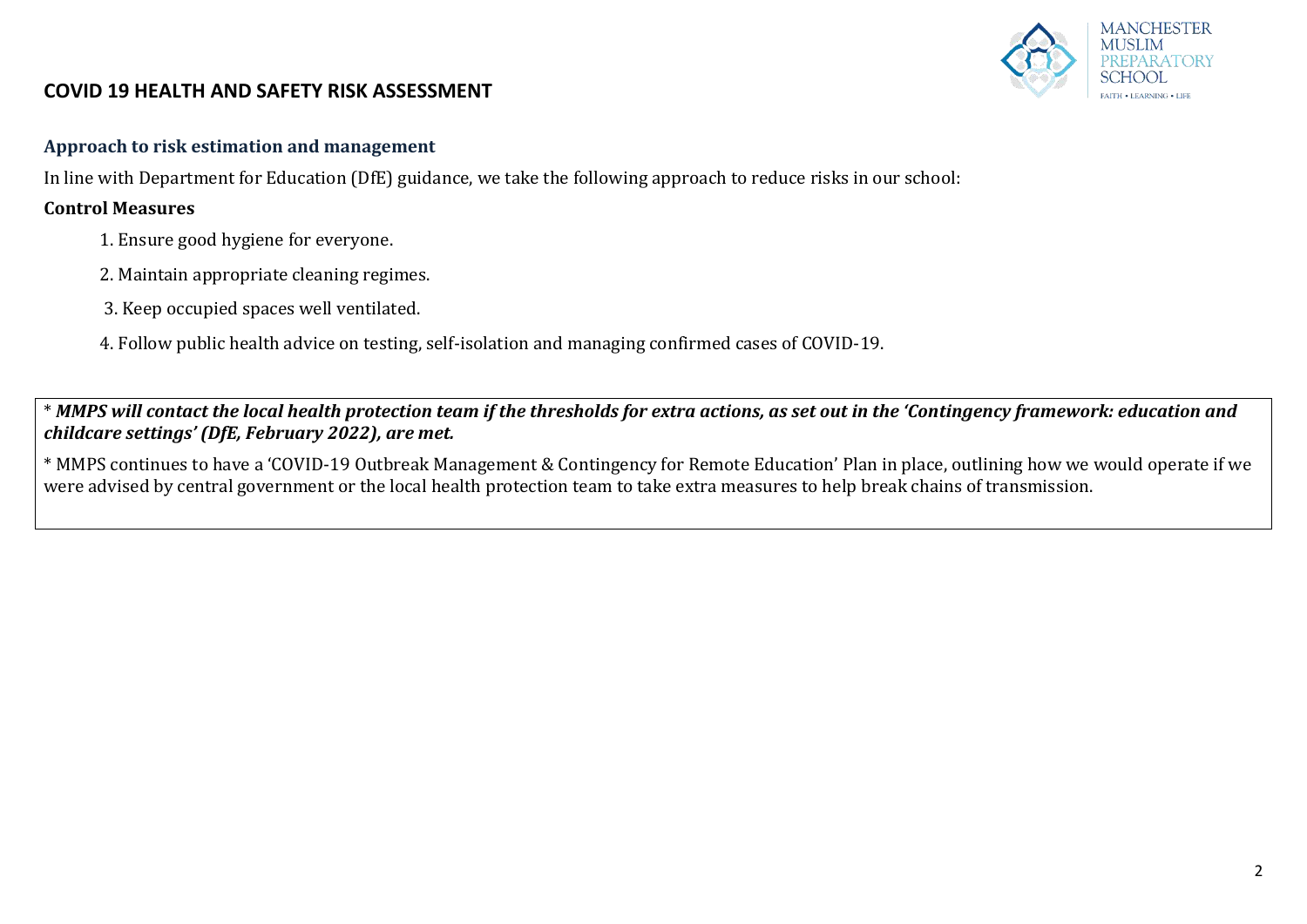## COVID 19 HEALTH AND SAFETY RISK ASSESSMENT

### Approach to risk estimation and management

In line with Department for Education (DfE) guidance, we take the following approach to reduce risks in our school:

**Control Measures**

1. Ensure good hygiene for everyone.
2. Maintain appropriate cleaning regimes.
3. Keep occupied spaces well ventilated.
4. Follow public health advice on testing, self-isolation and managing confirmed cases of COVID-19.

* ***MMPS will contact the local health protection team if the thresholds for extra actions, as set out in the 'Contingency framework: education and childcare settings' (DfE, February 2022), are met.***

* MMPS continues to have a 'COVID-19 Outbreak Management & Contingency for Remote Education' Plan in place, outlining how we would operate if we were advised by central government or the local health protection team to take extra measures to help break chains of transmission.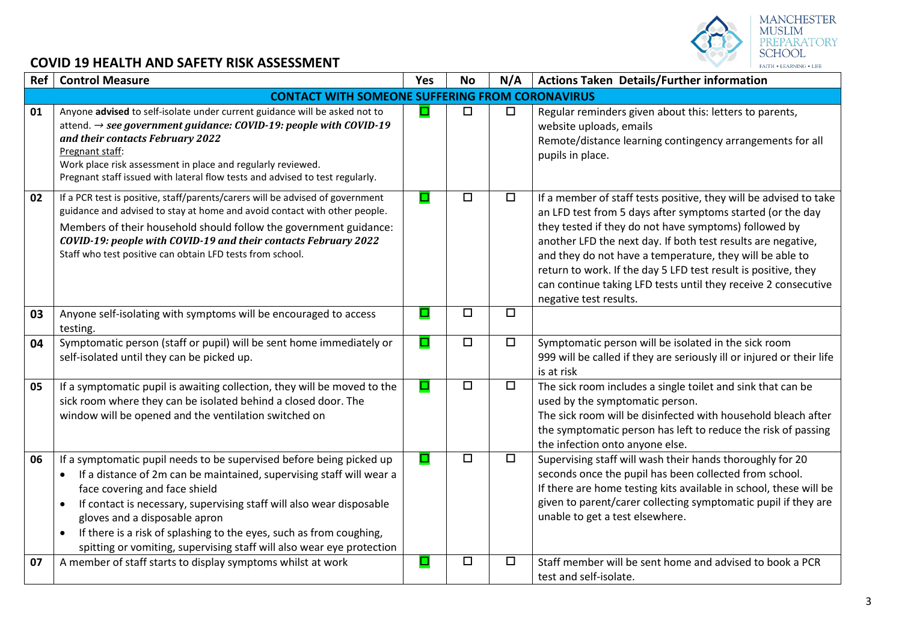## COVID 19 HEALTH AND SAFETY RISK ASSESSMENT

| Ref | Control Measure | Yes | No | N/A | Actions Taken Details/Further information |
|---|---|---|---|---|---|
| **CONTACT WITH SOMEONE SUFFERING FROM CORONAVIRUS** | | | | | |
| **01** | Anyone **advised** to self-isolate under current guidance will be asked not to attend. → ***see government guidance: COVID-19: people with COVID-19 and their contacts February 2022***<br>Pregnant staff:<br>Work place risk assessment in place and regularly reviewed.<br>Pregnant staff issued with lateral flow tests and advised to test regularly. | ☑ | ☐ | ☐ | Regular reminders given about this: letters to parents, website uploads, emails<br>Remote/distance learning contingency arrangements for all pupils in place. |
| **02** | If a PCR test is positive, staff/parents/carers will be advised of government guidance and advised to stay at home and avoid contact with other people.<br>Members of their household should follow the government guidance: ***COVID-19: people with COVID-19 and their contacts February 2022***<br>Staff who test positive can obtain LFD tests from school. | ☑ | ☐ | ☐ | If a member of staff tests positive, they will be advised to take an LFD test from 5 days after symptoms started (or the day they tested if they do not have symptoms) followed by another LFD the next day. If both test results are negative, and they do not have a temperature, they will be able to return to work. If the day 5 LFD test result is positive, they can continue taking LFD tests until they receive 2 consecutive negative test results. |
| **03** | Anyone self-isolating with symptoms will be encouraged to access testing. | ☑ | ☐ | ☐ | |
| **04** | Symptomatic person (staff or pupil) will be sent home immediately or self-isolated until they can be picked up. | ☑ | ☐ | ☐ | Symptomatic person will be isolated in the sick room<br>999 will be called if they are seriously ill or injured or their life is at risk |
| **05** | If a symptomatic pupil is awaiting collection, they will be moved to the sick room where they can be isolated behind a closed door. The window will be opened and the ventilation switched on | ☑ | ☐ | ☐ | The sick room includes a single toilet and sink that can be used by the symptomatic person.<br>The sick room will be disinfected with household bleach after the symptomatic person has left to reduce the risk of passing the infection onto anyone else. |
| **06** | If a symptomatic pupil needs to be supervised before being picked up<br>• If a distance of 2m can be maintained, supervising staff will wear a face covering and face shield<br>• If contact is necessary, supervising staff will also wear disposable gloves and a disposable apron<br>• If there is a risk of splashing to the eyes, such as from coughing, spitting or vomiting, supervising staff will also wear eye protection | ☑ | ☐ | ☐ | Supervising staff will wash their hands thoroughly for 20 seconds once the pupil has been collected from school.<br>If there are home testing kits available in school, these will be given to parent/carer collecting symptomatic pupil if they are unable to get a test elsewhere. |
| **07** | A member of staff starts to display symptoms whilst at work | ☑ | ☐ | ☐ | Staff member will be sent home and advised to book a PCR test and self-isolate. |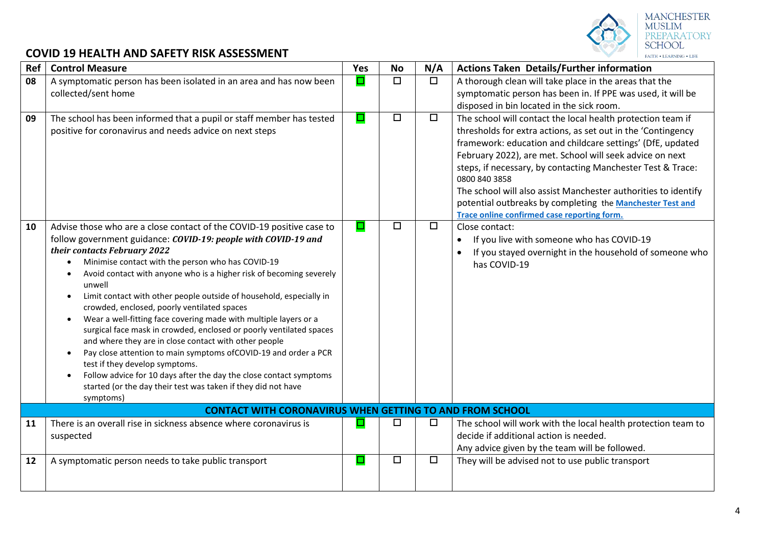## COVID 19 HEALTH AND SAFETY RISK ASSESSMENT

| Ref | Control Measure | Yes | No | N/A | Actions Taken Details/Further information |
|---|---|---|---|---|---|
| 08 | A symptomatic person has been isolated in an area and has now been collected/sent home | ☑ | ☐ | ☐ | A thorough clean will take place in the areas that the symptomatic person has been in. If PPE was used, it will be disposed in bin located in the sick room. |
| 09 | The school has been informed that a pupil or staff member has tested positive for coronavirus and needs advice on next steps | ☑ | ☐ | ☐ | The school will contact the local health protection team if thresholds for extra actions, as set out in the 'Contingency framework: education and childcare settings' (DfE, updated February 2022), are met. School will seek advice on next steps, if necessary, by contacting Manchester Test & Trace: 0800 840 3858<br>The school will also assist Manchester authorities to identify potential outbreaks by completing the **Manchester Test and Trace online confirmed case reporting form.** |
| 10 | Advise those who are a close contact of the COVID-19 positive case to follow government guidance: ***COVID-19: people with COVID-19 and their contacts February 2022***<br>• Minimise contact with the person who has COVID-19<br>• Avoid contact with anyone who is a higher risk of becoming severely unwell<br>• Limit contact with other people outside of household, especially in crowded, enclosed, poorly ventilated spaces<br>• Wear a well-fitting face covering made with multiple layers or a surgical face mask in crowded, enclosed or poorly ventilated spaces and where they are in close contact with other people<br>• Pay close attention to main symptoms ofCOVID-19 and order a PCR test if they develop symptoms.<br>• Follow advice for 10 days after the day the close contact symptoms started (or the day their test was taken if they did not have symptoms) | ☑ | ☐ | ☐ | Close contact:<br>• If you live with someone who has COVID-19<br>• If you stayed overnight in the household of someone who has COVID-19 |
| | **CONTACT WITH CORONAVIRUS WHEN GETTING TO AND FROM SCHOOL** | | | | |
| 11 | There is an overall rise in sickness absence where coronavirus is suspected | ☑ | ☐ | ☐ | The school will work with the local health protection team to decide if additional action is needed.<br>Any advice given by the team will be followed. |
| 12 | A symptomatic person needs to take public transport | ☑ | ☐ | ☐ | They will be advised not to use public transport |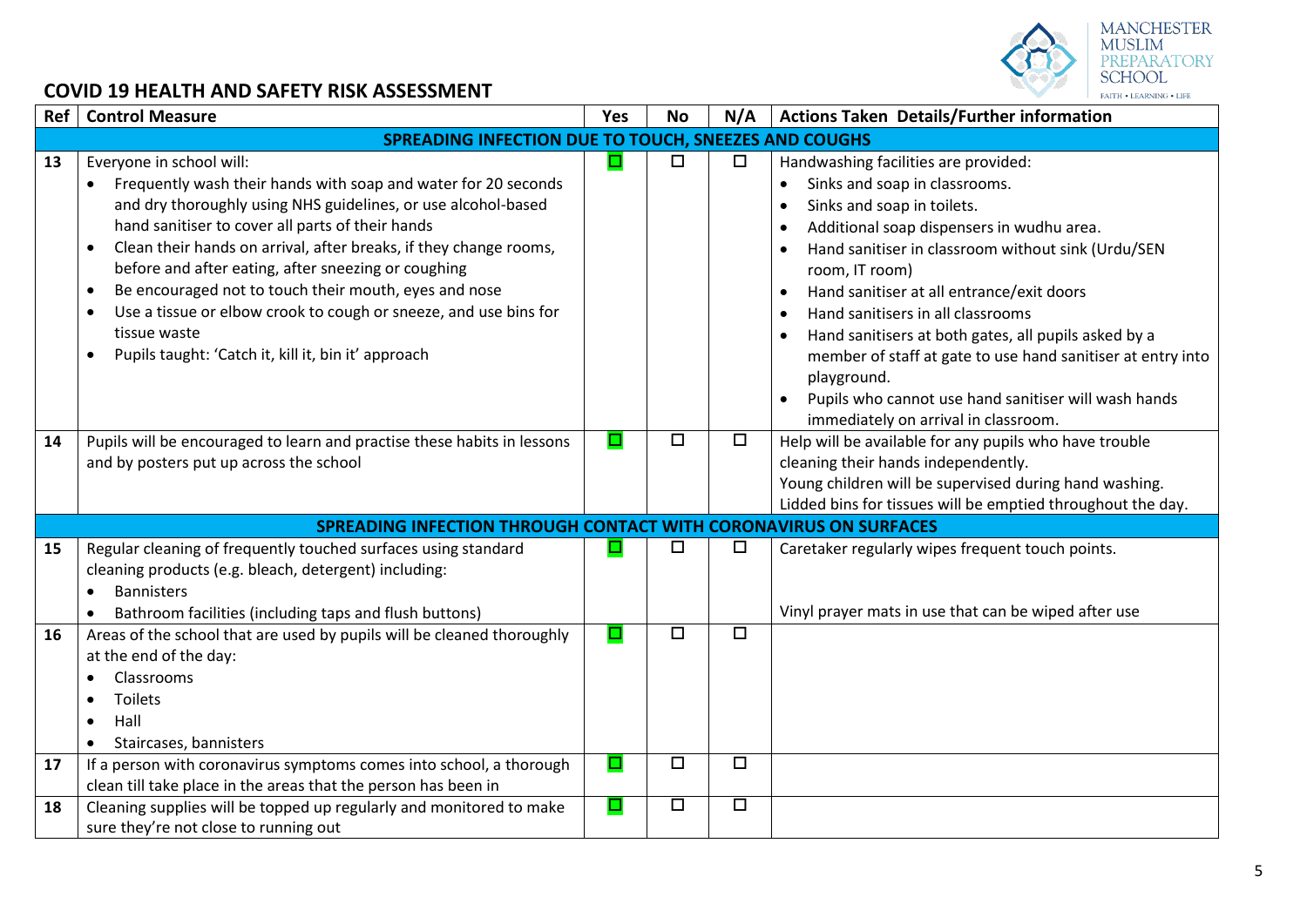## COVID 19 HEALTH AND SAFETY RISK ASSESSMENT

| Ref | Control Measure | Yes | No | N/A | Actions Taken Details/Further information |
|---|---|---|---|---|---|
| | **SPREADING INFECTION DUE TO TOUCH, SNEEZES AND COUGHS** | | | | |
| 13 | Everyone in school will:<br>• Frequently wash their hands with soap and water for 20 seconds and dry thoroughly using NHS guidelines, or use alcohol-based hand sanitiser to cover all parts of their hands<br>• Clean their hands on arrival, after breaks, if they change rooms, before and after eating, after sneezing or coughing<br>• Be encouraged not to touch their mouth, eyes and nose<br>• Use a tissue or elbow crook to cough or sneeze, and use bins for tissue waste<br>• Pupils taught: 'Catch it, kill it, bin it' approach | ☑ | ☐ | ☐ | Handwashing facilities are provided:<br>• Sinks and soap in classrooms.<br>• Sinks and soap in toilets.<br>• Additional soap dispensers in wudhu area.<br>• Hand sanitiser in classroom without sink (Urdu/SEN room, IT room)<br>• Hand sanitiser at all entrance/exit doors<br>• Hand sanitisers in all classrooms<br>• Hand sanitisers at both gates, all pupils asked by a member of staff at gate to use hand sanitiser at entry into playground.<br>• Pupils who cannot use hand sanitiser will wash hands immediately on arrival in classroom. |
| 14 | Pupils will be encouraged to learn and practise these habits in lessons and by posters put up across the school | ☑ | ☐ | ☐ | Help will be available for any pupils who have trouble cleaning their hands independently.<br>Young children will be supervised during hand washing.<br>Lidded bins for tissues will be emptied throughout the day. |
| | **SPREADING INFECTION THROUGH CONTACT WITH CORONAVIRUS ON SURFACES** | | | | |
| 15 | Regular cleaning of frequently touched surfaces using standard cleaning products (e.g. bleach, detergent) including:<br>• Bannisters<br>• Bathroom facilities (including taps and flush buttons) | ☑ | ☐ | ☐ | Caretaker regularly wipes frequent touch points.<br><br>Vinyl prayer mats in use that can be wiped after use |
| 16 | Areas of the school that are used by pupils will be cleaned thoroughly at the end of the day:<br>• Classrooms<br>• Toilets<br>• Hall<br>• Staircases, bannisters | ☑ | ☐ | ☐ | |
| 17 | If a person with coronavirus symptoms comes into school, a thorough clean till take place in the areas that the person has been in | ☑ | ☐ | ☐ | |
| 18 | Cleaning supplies will be topped up regularly and monitored to make sure they're not close to running out | ☑ | ☐ | ☐ | |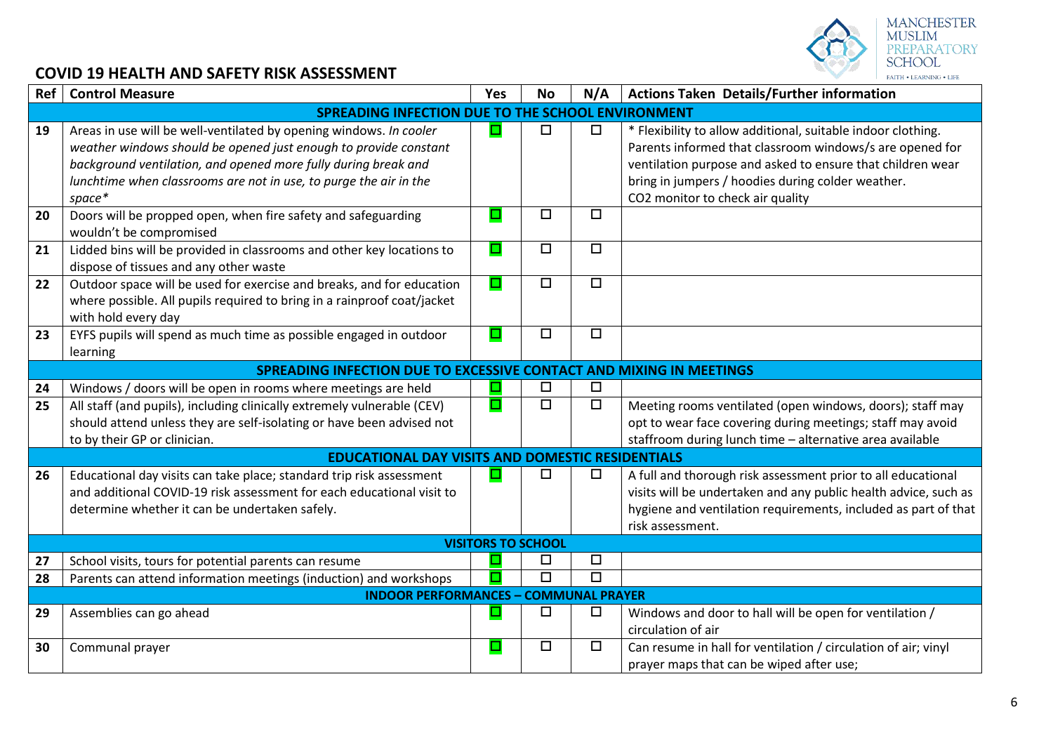## COVID 19 HEALTH AND SAFETY RISK ASSESSMENT

| Ref | Control Measure | Yes | No | N/A | Actions Taken Details/Further information |
|---|---|---|---|---|---|
| | **SPREADING INFECTION DUE TO THE SCHOOL ENVIRONMENT** | | | | |
| 19 | Areas in use will be well-ventilated by opening windows. *In cooler weather windows should be opened just enough to provide constant background ventilation, and opened more fully during break and lunchtime when classrooms are not in use, to purge the air in the space** | ☑ | ☐ | ☐ | * Flexibility to allow additional, suitable indoor clothing. Parents informed that classroom windows/s are opened for ventilation purpose and asked to ensure that children wear bring in jumpers / hoodies during colder weather. CO2 monitor to check air quality |
| 20 | Doors will be propped open, when fire safety and safeguarding wouldn't be compromised | ☑ | ☐ | ☐ | |
| 21 | Lidded bins will be provided in classrooms and other key locations to dispose of tissues and any other waste | ☑ | ☐ | ☐ | |
| 22 | Outdoor space will be used for exercise and breaks, and for education where possible. All pupils required to bring in a rainproof coat/jacket with hold every day | ☑ | ☐ | ☐ | |
| 23 | EYFS pupils will spend as much time as possible engaged in outdoor learning | ☑ | ☐ | ☐ | |
| | **SPREADING INFECTION DUE TO EXCESSIVE CONTACT AND MIXING IN MEETINGS** | | | | |
| 24 | Windows / doors will be open in rooms where meetings are held | ☑ | ☐ | ☐ | |
| 25 | All staff (and pupils), including clinically extremely vulnerable (CEV) should attend unless they are self-isolating or have been advised not to by their GP or clinician. | ☑ | ☐ | ☐ | Meeting rooms ventilated (open windows, doors); staff may opt to wear face covering during meetings; staff may avoid staffroom during lunch time – alternative area available |
| | **EDUCATIONAL DAY VISITS AND DOMESTIC RESIDENTIALS** | | | | |
| 26 | Educational day visits can take place; standard trip risk assessment and additional COVID-19 risk assessment for each educational visit to determine whether it can be undertaken safely. | ☑ | ☐ | ☐ | A full and thorough risk assessment prior to all educational visits will be undertaken and any public health advice, such as hygiene and ventilation requirements, included as part of that risk assessment. |
| | **VISITORS TO SCHOOL** | | | | |
| 27 | School visits, tours for potential parents can resume | ☑ | ☐ | ☐ | |
| 28 | Parents can attend information meetings (induction) and workshops | ☑ | ☐ | ☐ | |
| | **INDOOR PERFORMANCES – COMMUNAL PRAYER** | | | | |
| 29 | Assemblies can go ahead | ☑ | ☐ | ☐ | Windows and door to hall will be open for ventilation / circulation of air |
| 30 | Communal prayer | ☑ | ☐ | ☐ | Can resume in hall for ventilation / circulation of air; vinyl prayer maps that can be wiped after use; |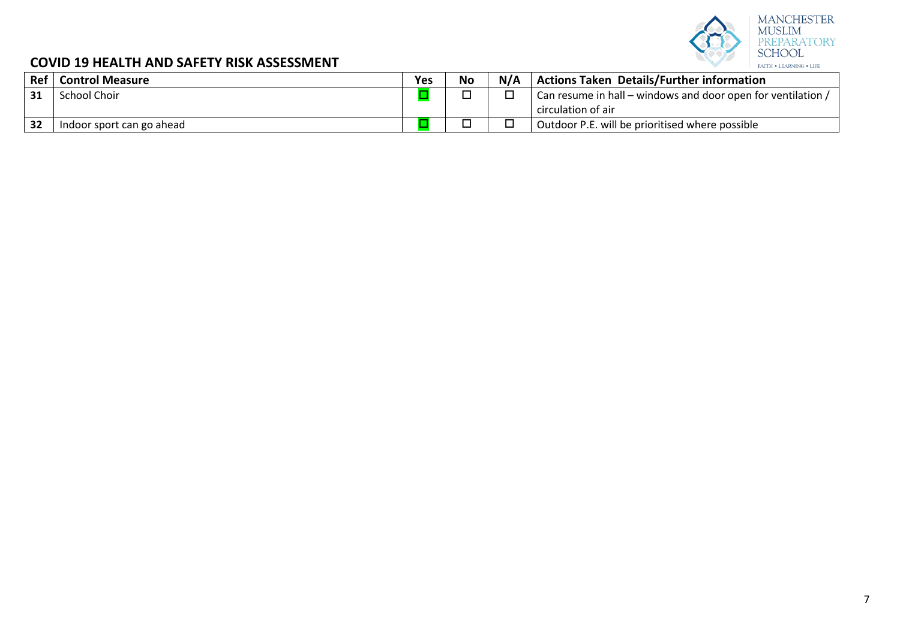## COVID 19 HEALTH AND SAFETY RISK ASSESSMENT

| Ref | Control Measure | Yes | No | N/A | Actions Taken Details/Further information |
|---|---|---|---|---|---|
| 31 | School Choir | ☑ | ☐ | ☐ | Can resume in hall – windows and door open for ventilation / circulation of air |
| 32 | Indoor sport can go ahead | ☑ | ☐ | ☐ | Outdoor P.E. will be prioritised where possible |